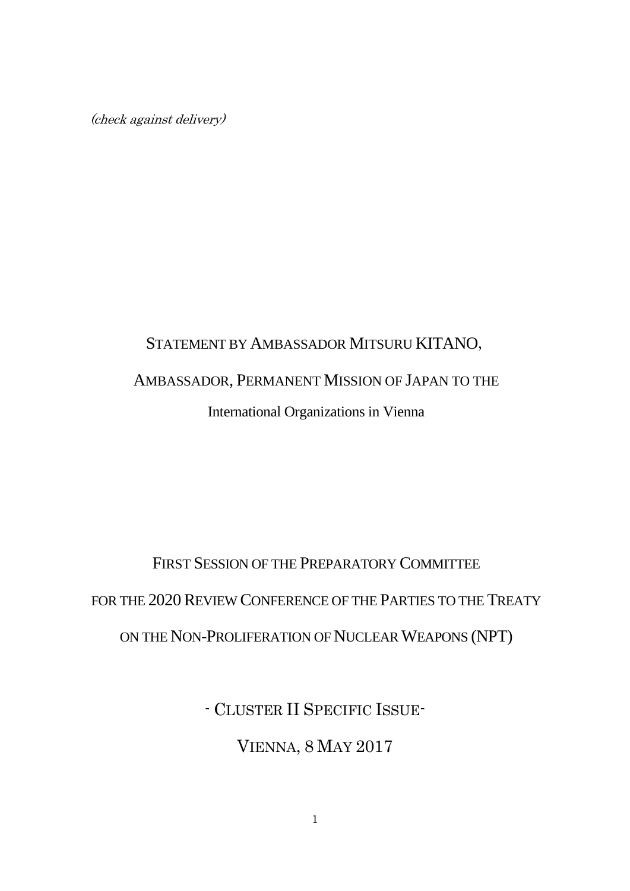*(check against delivery)*

# STATEMENT BY AMBASSADOR MITSURU KITANO,

# AMBASSADOR, PERMANENT MISSION OF JAPAN TO THE International Organizations in Vienna

## FIRST SESSION OF THE PREPARATORY COMMITTEE FOR THE 2020 REVIEW CONFERENCE OF THE PARTIES TO THE TREATY ON THE NON-PROLIFERATION OF NUCLEAR WEAPONS (NPT)

## - CLUSTER II SPECIFIC ISSUE-

## VIENNA, 8 MAY 2017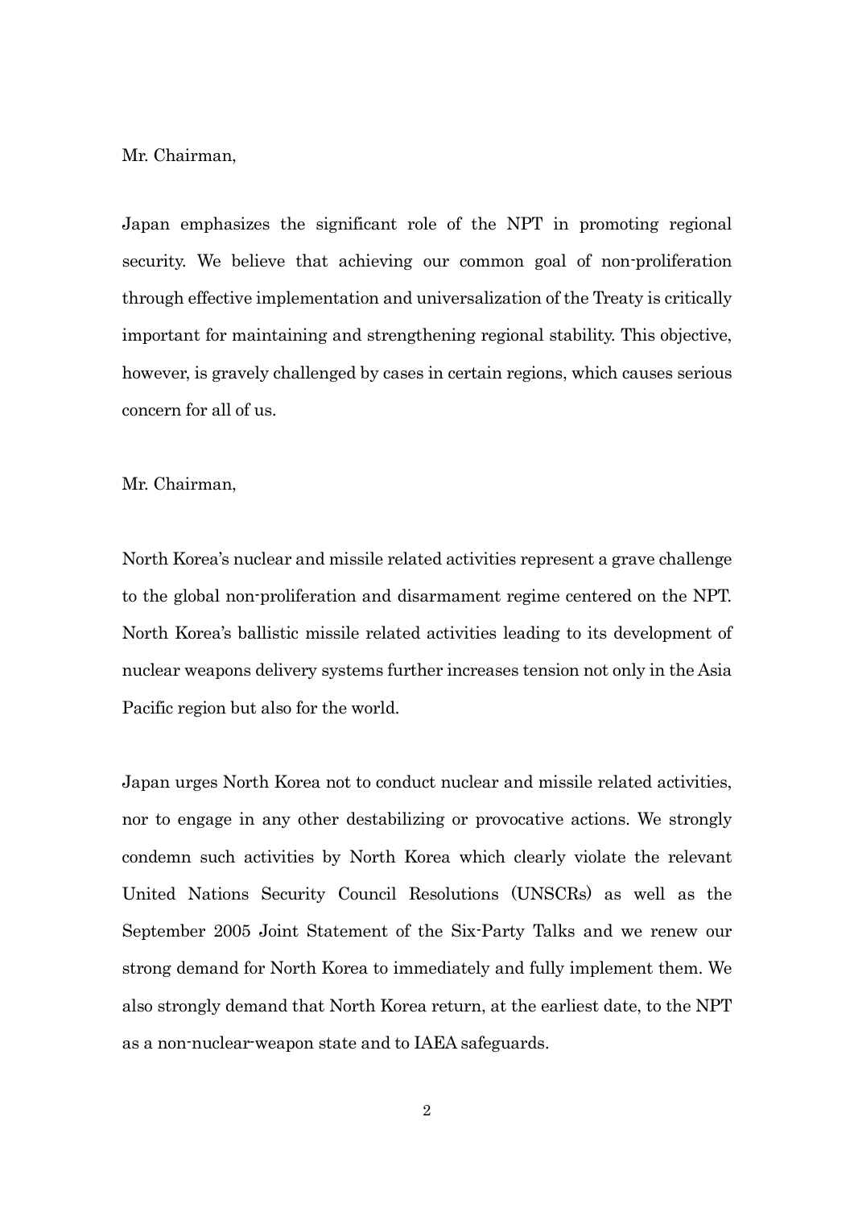Mr. Chairman,

Japan emphasizes the significant role of the NPT in promoting regional security. We believe that achieving our common goal of non-proliferation through effective implementation and universalization of the Treaty is critically important for maintaining and strengthening regional stability. This objective, however, is gravely challenged by cases in certain regions, which causes serious concern for all of us.

Mr. Chairman,

North Korea's nuclear and missile related activities represent a grave challenge to the global non-proliferation and disarmament regime centered on the NPT. North Korea's ballistic missile related activities leading to its development of nuclear weapons delivery systems further increases tension not only in the Asia Pacific region but also for the world.

Japan urges North Korea not to conduct nuclear and missile related activities, nor to engage in any other destabilizing or provocative actions. We strongly condemn such activities by North Korea which clearly violate the relevant United Nations Security Council Resolutions (UNSCRs) as well as the September 2005 Joint Statement of the Six-Party Talks and we renew our strong demand for North Korea to immediately and fully implement them. We also strongly demand that North Korea return, at the earliest date, to the NPT as a non-nuclear-weapon state and to IAEA safeguards.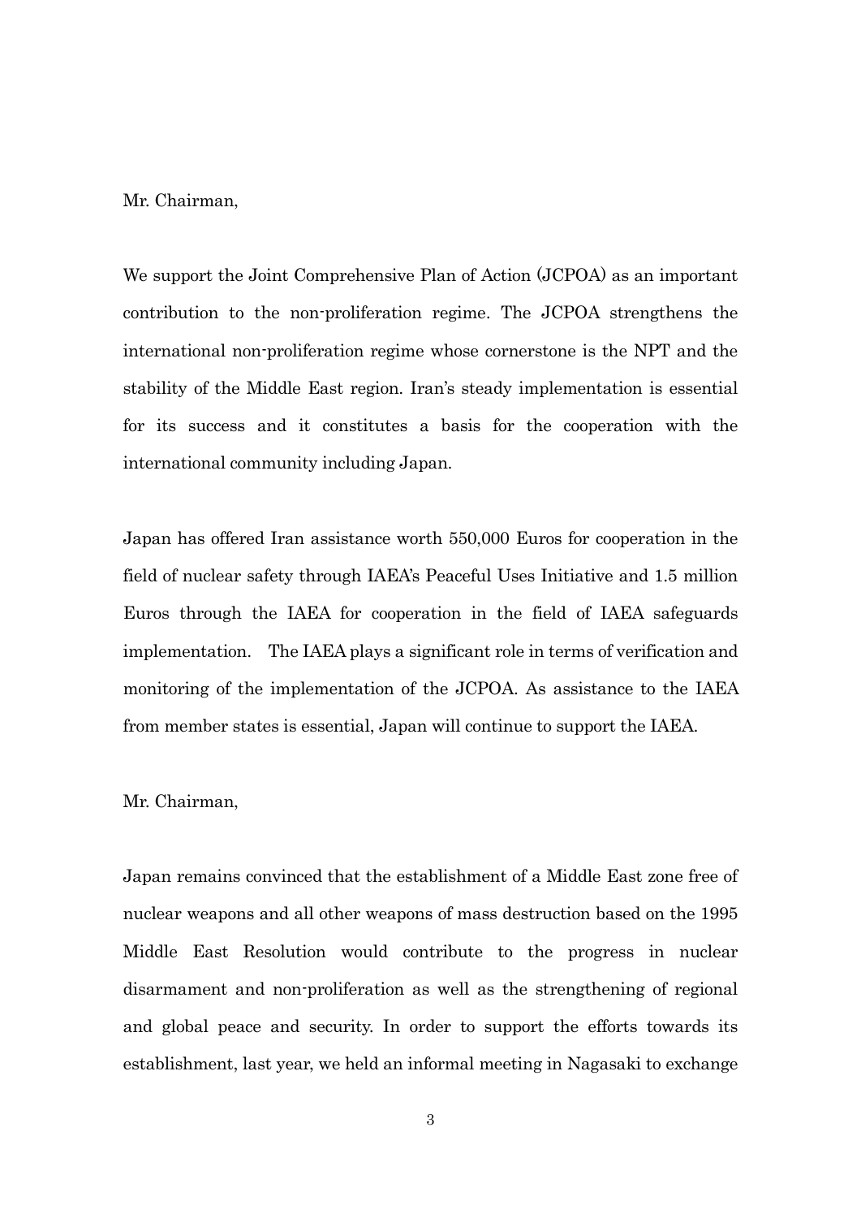Mr. Chairman,

We support the Joint Comprehensive Plan of Action (JCPOA) as an important contribution to the non-proliferation regime. The JCPOA strengthens the international non-proliferation regime whose cornerstone is the NPT and the stability of the Middle East region. Iran's steady implementation is essential for its success and it constitutes a basis for the cooperation with the international community including Japan.

Japan has offered Iran assistance worth 550,000 Euros for cooperation in the field of nuclear safety through IAEA's Peaceful Uses Initiative and 1.5 million Euros through the IAEA for cooperation in the field of IAEA safeguards implementation. The IAEA plays a significant role in terms of verification and monitoring of the implementation of the JCPOA. As assistance to the IAEA from member states is essential, Japan will continue to support the IAEA.

Mr. Chairman,

Japan remains convinced that the establishment of a Middle East zone free of nuclear weapons and all other weapons of mass destruction based on the 1995 Middle East Resolution would contribute to the progress in nuclear disarmament and non-proliferation as well as the strengthening of regional and global peace and security. In order to support the efforts towards its establishment, last year, we held an informal meeting in Nagasaki to exchange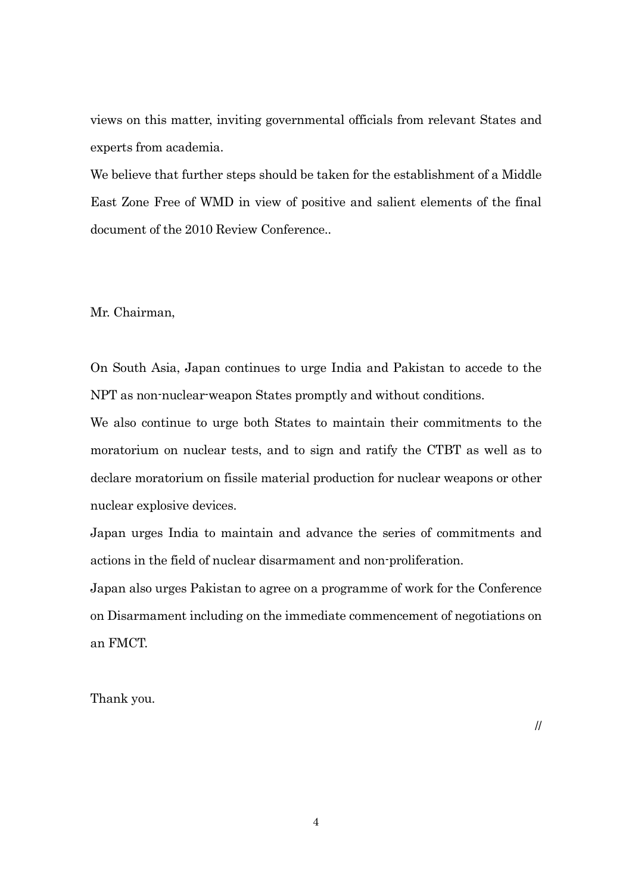views on this matter, inviting governmental officials from relevant States and experts from academia.

We believe that further steps should be taken for the establishment of a Middle East Zone Free of WMD in view of positive and salient elements of the final document of the 2010 Review Conference..

Mr. Chairman,

On South Asia, Japan continues to urge India and Pakistan to accede to the NPT as non-nuclear-weapon States promptly and without conditions.

We also continue to urge both States to maintain their commitments to the moratorium on nuclear tests, and to sign and ratify the CTBT as well as to declare moratorium on fissile material production for nuclear weapons or other nuclear explosive devices.

Japan urges India to maintain and advance the series of commitments and actions in the field of nuclear disarmament and non-proliferation.

Japan also urges Pakistan to agree on a programme of work for the Conference on Disarmament including on the immediate commencement of negotiations on an FMCT.

Thank you.

//